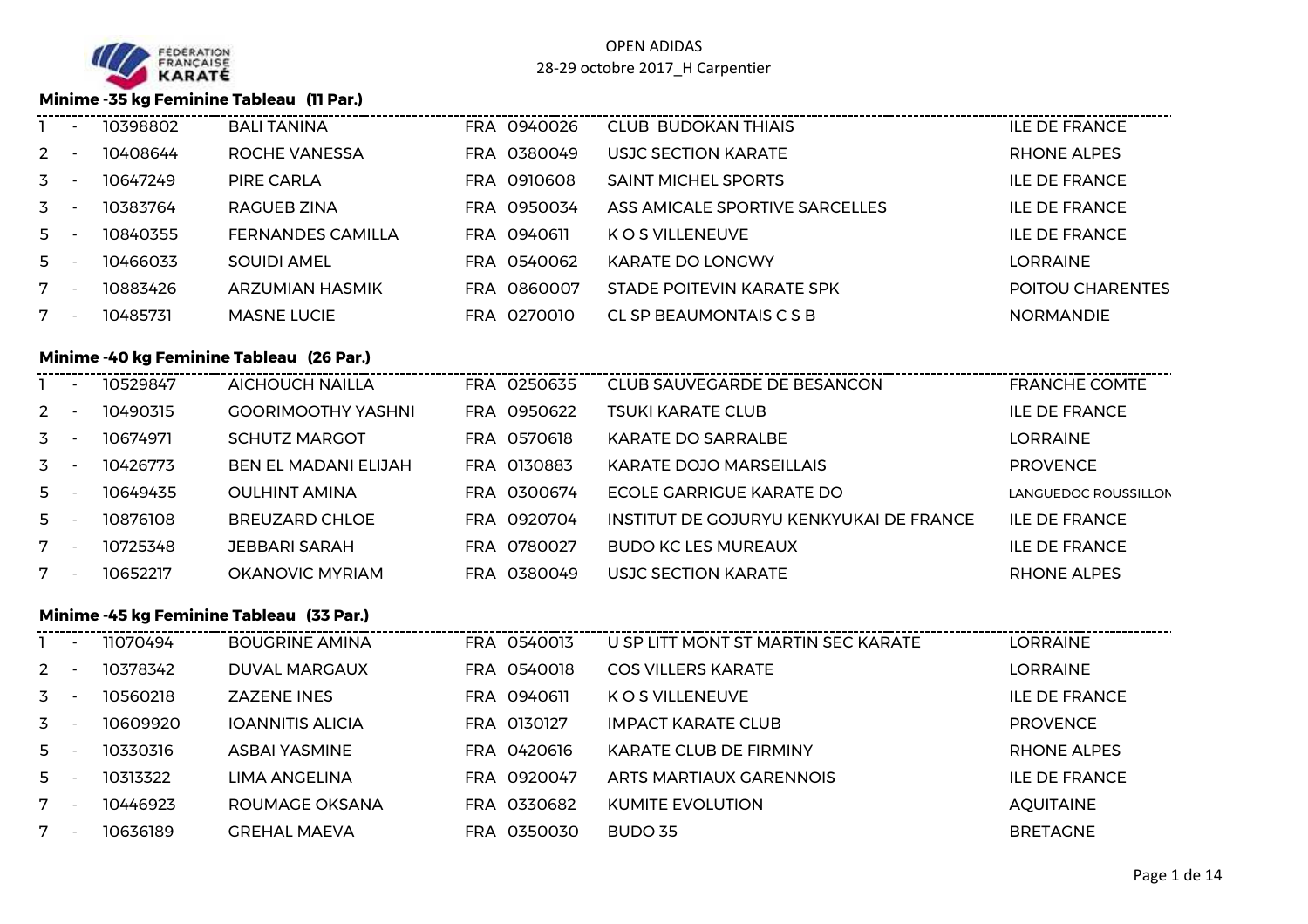OPEN ADIDAS
28-29 octobre 2017_H Carpentier

### Minime -35 kg Feminine Tableau (11 Par.)

| | | | | | | |
|---|---|---|---|---|---|---|
| 1 | - | 10398802 | BALI TANINA | FRA 0940026 | CLUB BUDOKAN THIAIS | ILE DE FRANCE |
| 2 | - | 10408644 | ROCHE VANESSA | FRA 0380049 | USJC SECTION KARATE | RHONE ALPES |
| 3 | - | 10647249 | PIRE CARLA | FRA 0910608 | SAINT MICHEL SPORTS | ILE DE FRANCE |
| 3 | - | 10383764 | RAGUEB ZINA | FRA 0950034 | ASS AMICALE SPORTIVE SARCELLES | ILE DE FRANCE |
| 5 | - | 10840355 | FERNANDES CAMILLA | FRA 0940611 | K O S VILLENEUVE | ILE DE FRANCE |
| 5 | - | 10466033 | SOUIDI AMEL | FRA 0540062 | KARATE DO LONGWY | LORRAINE |
| 7 | - | 10883426 | ARZUMIAN HASMIK | FRA 0860007 | STADE POITEVIN KARATE SPK | POITOU CHARENTES |
| 7 | - | 10485731 | MASNE LUCIE | FRA 0270010 | CL SP BEAUMONTAIS C S B | NORMANDIE |

### Minime -40 kg Feminine Tableau (26 Par.)

| | | | | | | |
|---|---|---|---|---|---|---|
| 1 | - | 10529847 | AICHOUCH NAILLA | FRA 0250635 | CLUB SAUVEGARDE DE BESANCON | FRANCHE COMTE |
| 2 | - | 10490315 | GOORIMOOTHY YASHNI | FRA 0950622 | TSUKI KARATE CLUB | ILE DE FRANCE |
| 3 | - | 10674971 | SCHUTZ MARGOT | FRA 0570618 | KARATE DO SARRALBE | LORRAINE |
| 3 | - | 10426773 | BEN EL MADANI ELIJAH | FRA 0130883 | KARATE DOJO MARSEILLAIS | PROVENCE |
| 5 | - | 10649435 | OULHINT AMINA | FRA 0300674 | ECOLE GARRIGUE KARATE DO | LANGUEDOC ROUSSILLON |
| 5 | - | 10876108 | BREUZARD CHLOE | FRA 0920704 | INSTITUT DE GOJURYU KENKYUKAI DE FRANCE | ILE DE FRANCE |
| 7 | - | 10725348 | JEBBARI SARAH | FRA 0780027 | BUDO KC LES MUREAUX | ILE DE FRANCE |
| 7 | - | 10652217 | OKANOVIC MYRIAM | FRA 0380049 | USJC SECTION KARATE | RHONE ALPES |

### Minime -45 kg Feminine Tableau (33 Par.)

| | | | | | | |
|---|---|---|---|---|---|---|
| 1 | - | 11070494 | BOUGRINE AMINA | FRA 0540013 | U SP LITT MONT ST MARTIN SEC KARATE | LORRAINE |
| 2 | - | 10378342 | DUVAL MARGAUX | FRA 0540018 | COS VILLERS KARATE | LORRAINE |
| 3 | - | 10560218 | ZAZENE INES | FRA 0940611 | K O S VILLENEUVE | ILE DE FRANCE |
| 3 | - | 10609920 | IOANNITIS ALICIA | FRA 0130127 | IMPACT KARATE CLUB | PROVENCE |
| 5 | - | 10330316 | ASBAI YASMINE | FRA 0420616 | KARATE CLUB DE FIRMINY | RHONE ALPES |
| 5 | - | 10313322 | LIMA ANGELINA | FRA 0920047 | ARTS MARTIAUX GARENNOIS | ILE DE FRANCE |
| 7 | - | 10446923 | ROUMAGE OKSANA | FRA 0330682 | KUMITE EVOLUTION | AQUITAINE |
| 7 | - | 10636189 | GREHAL MAEVA | FRA 0350030 | BUDO 35 | BRETAGNE |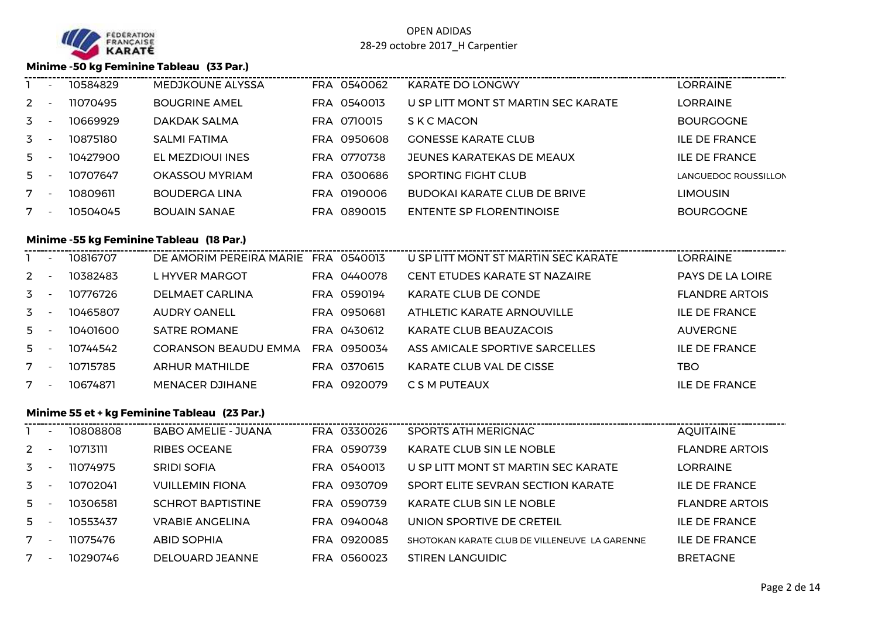FÉDÉRATION FRANÇAISE KARATÉ

OPEN ADIDAS
28-29 octobre 2017_H Carpentier

### Minime -50 kg Feminine Tableau (33 Par.)

| | | | | | | |
|---|---|---|---|---|---|---|
| 1 | - | 10584829 | MEDJKOUNE ALYSSA | FRA 0540062 | KARATE DO LONGWY | LORRAINE |
| 2 | - | 11070495 | BOUGRINE AMEL | FRA 0540013 | U SP LITT MONT ST MARTIN SEC KARATE | LORRAINE |
| 3 | - | 10669929 | DAKDAK SALMA | FRA 0710015 | S K C MACON | BOURGOGNE |
| 3 | - | 10875180 | SALMI FATIMA | FRA 0950608 | GONESSE KARATE CLUB | ILE DE FRANCE |
| 5 | - | 10427900 | EL MEZDIOUI INES | FRA 0770738 | JEUNES KARATEKAS DE MEAUX | ILE DE FRANCE |
| 5 | - | 10707647 | OKASSOU MYRIAM | FRA 0300686 | SPORTING FIGHT CLUB | LANGUEDOC ROUSSILLON |
| 7 | - | 10809611 | BOUDERGA LINA | FRA 0190006 | BUDOKAI KARATE CLUB DE BRIVE | LIMOUSIN |
| 7 | - | 10504045 | BOUAIN SANAE | FRA 0890015 | ENTENTE SP FLORENTINOISE | BOURGOGNE |

### Minime -55 kg Feminine Tableau (18 Par.)

| | | | | | | |
|---|---|---|---|---|---|---|
| 1 | - | 10816707 | DE AMORIM PEREIRA MARIE | FRA 0540013 | U SP LITT MONT ST MARTIN SEC KARATE | LORRAINE |
| 2 | - | 10382483 | L HYVER MARGOT | FRA 0440078 | CENT ETUDES KARATE ST NAZAIRE | PAYS DE LA LOIRE |
| 3 | - | 10776726 | DELMAET CARLINA | FRA 0590194 | KARATE CLUB DE CONDE | FLANDRE ARTOIS |
| 3 | - | 10465807 | AUDRY OANELL | FRA 0950681 | ATHLETIC KARATE ARNOUVILLE | ILE DE FRANCE |
| 5 | - | 10401600 | SATRE ROMANE | FRA 0430612 | KARATE CLUB BEAUZACOIS | AUVERGNE |
| 5 | - | 10744542 | CORANSON BEAUDU EMMA | FRA 0950034 | ASS AMICALE SPORTIVE SARCELLES | ILE DE FRANCE |
| 7 | - | 10715785 | ARHUR MATHILDE | FRA 0370615 | KARATE CLUB VAL DE CISSE | TBO |
| 7 | - | 10674871 | MENACER DJIHANE | FRA 0920079 | C S M PUTEAUX | ILE DE FRANCE |

### Minime 55 et + kg Feminine Tableau (23 Par.)

| | | | | | | |
|---|---|---|---|---|---|---|
| 1 | - | 10808808 | BABO AMELIE - JUANA | FRA 0330026 | SPORTS ATH MERIGNAC | AQUITAINE |
| 2 | - | 10713111 | RIBES OCEANE | FRA 0590739 | KARATE CLUB SIN LE NOBLE | FLANDRE ARTOIS |
| 3 | - | 11074975 | SRIDI SOFIA | FRA 0540013 | U SP LITT MONT ST MARTIN SEC KARATE | LORRAINE |
| 3 | - | 10702041 | VUILLEMIN FIONA | FRA 0930709 | SPORT ELITE SEVRAN SECTION KARATE | ILE DE FRANCE |
| 5 | - | 10306581 | SCHROT BAPTISTINE | FRA 0590739 | KARATE CLUB SIN LE NOBLE | FLANDRE ARTOIS |
| 5 | - | 10553437 | VRABIE ANGELINA | FRA 0940048 | UNION SPORTIVE DE CRETEIL | ILE DE FRANCE |
| 7 | - | 11075476 | ABID SOPHIA | FRA 0920085 | SHOTOKAN KARATE CLUB DE VILLENEUVE LA GARENNE | ILE DE FRANCE |
| 7 | - | 10290746 | DELOUARD JEANNE | FRA 0560023 | STIREN LANGUIDIC | BRETAGNE |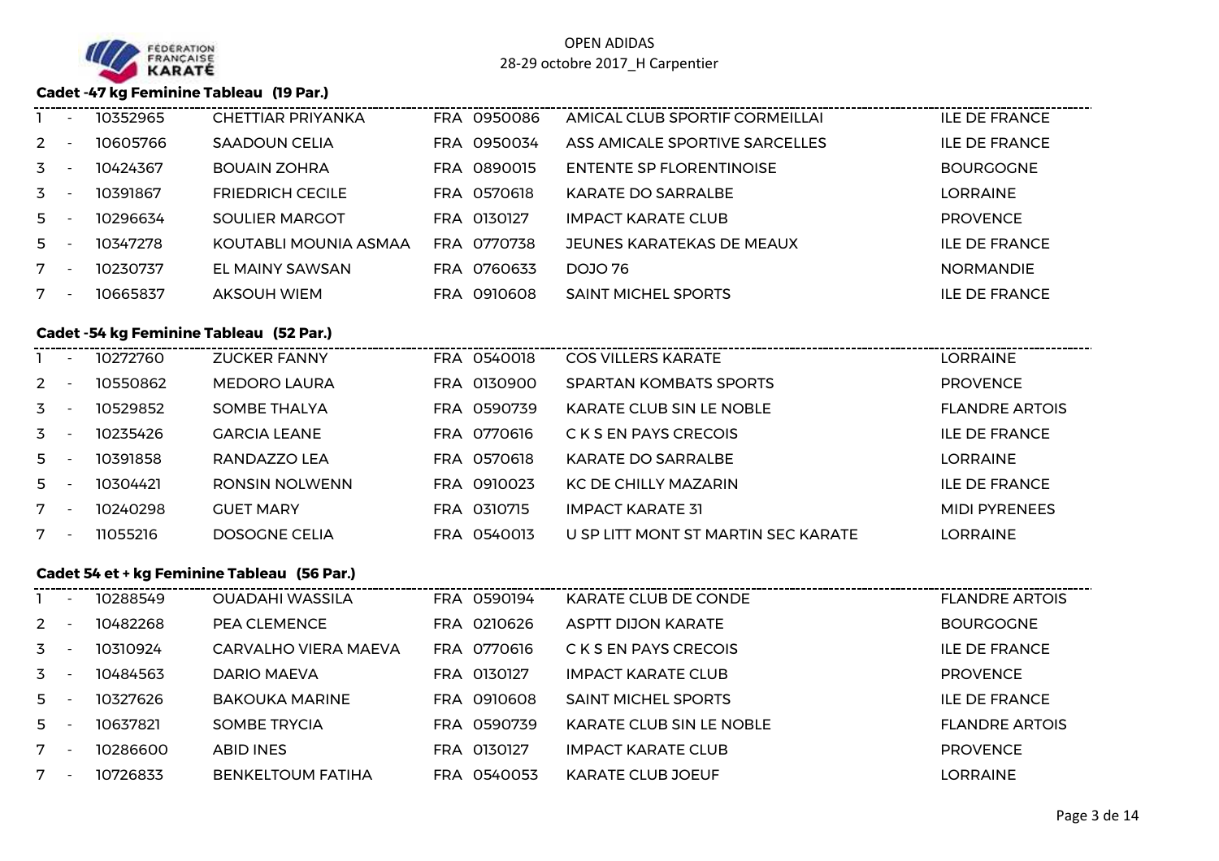OPEN ADIDAS
28-29 octobre 2017_H Carpentier

### Cadet -47 kg Feminine Tableau (19 Par.)

| | | | | | | |
|---|---|---|---|---|---|---|
| 1 | - | 10352965 | CHETTIAR PRIYANKA | FRA 0950086 | AMICAL CLUB SPORTIF CORMEILLAI | ILE DE FRANCE |
| 2 | - | 10605766 | SAADOUN CELIA | FRA 0950034 | ASS AMICALE SPORTIVE SARCELLES | ILE DE FRANCE |
| 3 | - | 10424367 | BOUAIN ZOHRA | FRA 0890015 | ENTENTE SP FLORENTINOISE | BOURGOGNE |
| 3 | - | 10391867 | FRIEDRICH CECILE | FRA 0570618 | KARATE DO SARRALBE | LORRAINE |
| 5 | - | 10296634 | SOULIER MARGOT | FRA 0130127 | IMPACT KARATE CLUB | PROVENCE |
| 5 | - | 10347278 | KOUTABLI MOUNIA ASMAA | FRA 0770738 | JEUNES KARATEKAS DE MEAUX | ILE DE FRANCE |
| 7 | - | 10230737 | EL MAINY SAWSAN | FRA 0760633 | DOJO 76 | NORMANDIE |
| 7 | - | 10665837 | AKSOUH WIEM | FRA 0910608 | SAINT MICHEL SPORTS | ILE DE FRANCE |

### Cadet -54 kg Feminine Tableau (52 Par.)

| | | | | | | |
|---|---|---|---|---|---|---|
| 1 | - | 10272760 | ZUCKER FANNY | FRA 0540018 | COS VILLERS KARATE | LORRAINE |
| 2 | - | 10550862 | MEDORO LAURA | FRA 0130900 | SPARTAN KOMBATS SPORTS | PROVENCE |
| 3 | - | 10529852 | SOMBE THALYA | FRA 0590739 | KARATE CLUB SIN LE NOBLE | FLANDRE ARTOIS |
| 3 | - | 10235426 | GARCIA LEANE | FRA 0770616 | C K S EN PAYS CRECOIS | ILE DE FRANCE |
| 5 | - | 10391858 | RANDAZZO LEA | FRA 0570618 | KARATE DO SARRALBE | LORRAINE |
| 5 | - | 10304421 | RONSIN NOLWENN | FRA 0910023 | KC DE CHILLY MAZARIN | ILE DE FRANCE |
| 7 | - | 10240298 | GUET MARY | FRA 0310715 | IMPACT KARATE 31 | MIDI PYRENEES |
| 7 | - | 11055216 | DOSOGNE CELIA | FRA 0540013 | U SP LITT MONT ST MARTIN SEC KARATE | LORRAINE |

### Cadet 54 et + kg Feminine Tableau (56 Par.)

| | | | | | | |
|---|---|---|---|---|---|---|
| 1 | - | 10288549 | OUADAHI WASSILA | FRA 0590194 | KARATE CLUB DE CONDE | FLANDRE ARTOIS |
| 2 | - | 10482268 | PEA CLEMENCE | FRA 0210626 | ASPTT DIJON KARATE | BOURGOGNE |
| 3 | - | 10310924 | CARVALHO VIERA MAEVA | FRA 0770616 | C K S EN PAYS CRECOIS | ILE DE FRANCE |
| 3 | - | 10484563 | DARIO MAEVA | FRA 0130127 | IMPACT KARATE CLUB | PROVENCE |
| 5 | - | 10327626 | BAKOUKA MARINE | FRA 0910608 | SAINT MICHEL SPORTS | ILE DE FRANCE |
| 5 | - | 10637821 | SOMBE TRYCIA | FRA 0590739 | KARATE CLUB SIN LE NOBLE | FLANDRE ARTOIS |
| 7 | - | 10286600 | ABID INES | FRA 0130127 | IMPACT KARATE CLUB | PROVENCE |
| 7 | - | 10726833 | BENKELTOUM FATIHA | FRA 0540053 | KARATE CLUB JOEUF | LORRAINE |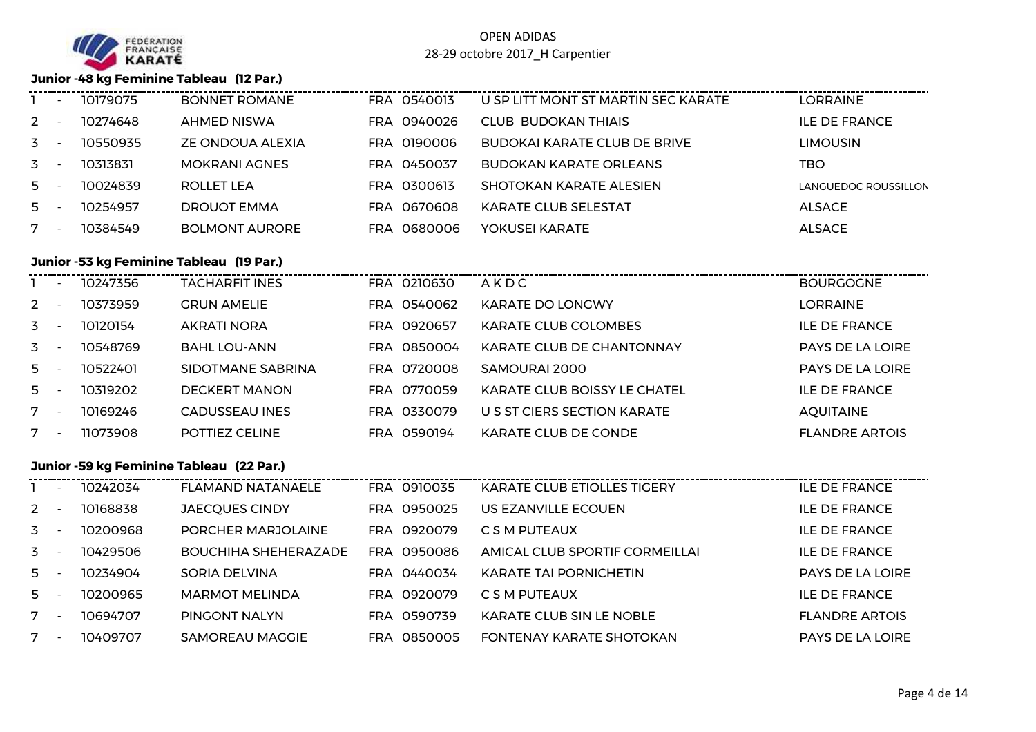OPEN ADIDAS
28-29 octobre 2017_H Carpentier

### Junior -48 kg Feminine Tableau (12 Par.)

| | | | | | | |
|---|---|---|---|---|---|---|
| 1 | - | 10179075 | BONNET ROMANE | FRA 0540013 | U SP LITT MONT ST MARTIN SEC KARATE | LORRAINE |
| 2 | - | 10274648 | AHMED NISWA | FRA 0940026 | CLUB BUDOKAN THIAIS | ILE DE FRANCE |
| 3 | - | 10550935 | ZE ONDOUA ALEXIA | FRA 0190006 | BUDOKAI KARATE CLUB DE BRIVE | LIMOUSIN |
| 3 | - | 10313831 | MOKRANI AGNES | FRA 0450037 | BUDOKAN KARATE ORLEANS | TBO |
| 5 | - | 10024839 | ROLLET LEA | FRA 0300613 | SHOTOKAN KARATE ALESIEN | LANGUEDOC ROUSSILLON |
| 5 | - | 10254957 | DROUOT EMMA | FRA 0670608 | KARATE CLUB SELESTAT | ALSACE |
| 7 | - | 10384549 | BOLMONT AURORE | FRA 0680006 | YOKUSEI KARATE | ALSACE |

### Junior -53 kg Feminine Tableau (19 Par.)

| | | | | | | |
|---|---|---|---|---|---|---|
| 1 | - | 10247356 | TACHARFIT INES | FRA 0210630 | A K D C | BOURGOGNE |
| 2 | - | 10373959 | GRUN AMELIE | FRA 0540062 | KARATE DO LONGWY | LORRAINE |
| 3 | - | 10120154 | AKRATI NORA | FRA 0920657 | KARATE CLUB COLOMBES | ILE DE FRANCE |
| 3 | - | 10548769 | BAHL LOU-ANN | FRA 0850004 | KARATE CLUB DE CHANTONNAY | PAYS DE LA LOIRE |
| 5 | - | 10522401 | SIDOTMANE SABRINA | FRA 0720008 | SAMOURAI 2000 | PAYS DE LA LOIRE |
| 5 | - | 10319202 | DECKERT MANON | FRA 0770059 | KARATE CLUB BOISSY LE CHATEL | ILE DE FRANCE |
| 7 | - | 10169246 | CADUSSEAU INES | FRA 0330079 | U S ST CIERS SECTION KARATE | AQUITAINE |
| 7 | - | 11073908 | POTTIEZ CELINE | FRA 0590194 | KARATE CLUB DE CONDE | FLANDRE ARTOIS |

### Junior -59 kg Feminine Tableau (22 Par.)

| | | | | | | |
|---|---|---|---|---|---|---|
| 1 | - | 10242034 | FLAMAND NATANAELE | FRA 0910035 | KARATE CLUB ETIOLLES TIGERY | ILE DE FRANCE |
| 2 | - | 10168838 | JAECQUES CINDY | FRA 0950025 | US EZANVILLE ECOUEN | ILE DE FRANCE |
| 3 | - | 10200968 | PORCHER MARJOLAINE | FRA 0920079 | C S M PUTEAUX | ILE DE FRANCE |
| 3 | - | 10429506 | BOUCHIHA SHEHERAZADE | FRA 0950086 | AMICAL CLUB SPORTIF CORMEILLAI | ILE DE FRANCE |
| 5 | - | 10234904 | SORIA DELVINA | FRA 0440034 | KARATE TAI PORNICHETIN | PAYS DE LA LOIRE |
| 5 | - | 10200965 | MARMOT MELINDA | FRA 0920079 | C S M PUTEAUX | ILE DE FRANCE |
| 7 | - | 10694707 | PINGONT NALYN | FRA 0590739 | KARATE CLUB SIN LE NOBLE | FLANDRE ARTOIS |
| 7 | - | 10409707 | SAMOREAU MAGGIE | FRA 0850005 | FONTENAY KARATE SHOTOKAN | PAYS DE LA LOIRE |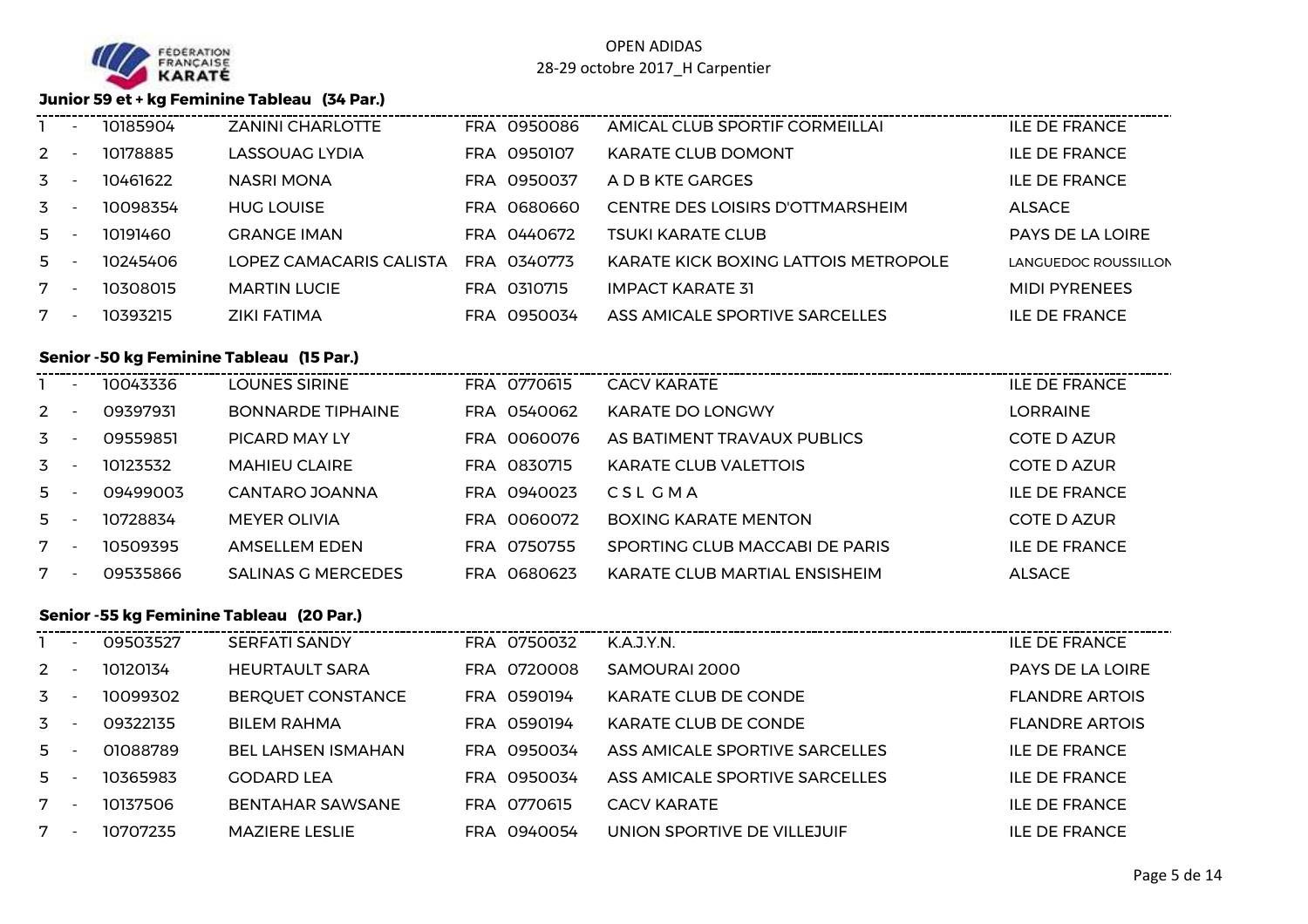FÉDÉRATION FRANÇAISE KARATÉ

OPEN ADIDAS
28-29 octobre 2017_H Carpentier

**Junior 59 et + kg Feminine Tableau (34 Par.)**

| Rang | | Licence | Nom | Pays | Club N° | Club | Ligue |
|---|---|---|---|---|---|---|---|
| 1 | - | 10185904 | ZANINI CHARLOTTE | FRA | 0950086 | AMICAL CLUB SPORTIF CORMEILLAI | ILE DE FRANCE |
| 2 | - | 10178885 | LASSOUAG LYDIA | FRA | 0950107 | KARATE CLUB DOMONT | ILE DE FRANCE |
| 3 | - | 10461622 | NASRI MONA | FRA | 0950037 | A D B KTE GARGES | ILE DE FRANCE |
| 3 | - | 10098354 | HUG LOUISE | FRA | 0680660 | CENTRE DES LOISIRS D'OTTMARSHEIM | ALSACE |
| 5 | - | 10191460 | GRANGE IMAN | FRA | 0440672 | TSUKI KARATE CLUB | PAYS DE LA LOIRE |
| 5 | - | 10245406 | LOPEZ CAMACARIS CALISTA | FRA | 0340773 | KARATE KICK BOXING LATTOIS METROPOLE | LANGUEDOC ROUSSILLON |
| 7 | - | 10308015 | MARTIN LUCIE | FRA | 0310715 | IMPACT KARATE 31 | MIDI PYRENEES |
| 7 | - | 10393215 | ZIKI FATIMA | FRA | 0950034 | ASS AMICALE SPORTIVE SARCELLES | ILE DE FRANCE |

**Senior -50 kg Feminine Tableau (15 Par.)**

| Rang | | Licence | Nom | Pays | Club N° | Club | Ligue |
|---|---|---|---|---|---|---|---|
| 1 | - | 10043336 | LOUNES SIRINE | FRA | 0770615 | CACV KARATE | ILE DE FRANCE |
| 2 | - | 09397931 | BONNARDE TIPHAINE | FRA | 0540062 | KARATE DO LONGWY | LORRAINE |
| 3 | - | 09559851 | PICARD MAY LY | FRA | 0060076 | AS BATIMENT TRAVAUX PUBLICS | COTE D AZUR |
| 3 | - | 10123532 | MAHIEU CLAIRE | FRA | 0830715 | KARATE CLUB VALETTOIS | COTE D AZUR |
| 5 | - | 09499003 | CANTARO JOANNA | FRA | 0940023 | C S L G M A | ILE DE FRANCE |
| 5 | - | 10728834 | MEYER OLIVIA | FRA | 0060072 | BOXING KARATE MENTON | COTE D AZUR |
| 7 | - | 10509395 | AMSELLEM EDEN | FRA | 0750755 | SPORTING CLUB MACCABI DE PARIS | ILE DE FRANCE |
| 7 | - | 09535866 | SALINAS G MERCEDES | FRA | 0680623 | KARATE CLUB MARTIAL ENSISHEIM | ALSACE |

**Senior -55 kg Feminine Tableau (20 Par.)**

| Rang | | Licence | Nom | Pays | Club N° | Club | Ligue |
|---|---|---|---|---|---|---|---|
| 1 | - | 09503527 | SERFATI SANDY | FRA | 0750032 | K.A.J.Y.N. | ILE DE FRANCE |
| 2 | - | 10120134 | HEURTAULT SARA | FRA | 0720008 | SAMOURAI 2000 | PAYS DE LA LOIRE |
| 3 | - | 10099302 | BERQUET CONSTANCE | FRA | 0590194 | KARATE CLUB DE CONDE | FLANDRE ARTOIS |
| 3 | - | 09322135 | BILEM RAHMA | FRA | 0590194 | KARATE CLUB DE CONDE | FLANDRE ARTOIS |
| 5 | - | 01088789 | BEL LAHSEN ISMAHAN | FRA | 0950034 | ASS AMICALE SPORTIVE SARCELLES | ILE DE FRANCE |
| 5 | - | 10365983 | GODARD LEA | FRA | 0950034 | ASS AMICALE SPORTIVE SARCELLES | ILE DE FRANCE |
| 7 | - | 10137506 | BENTAHAR SAWSANE | FRA | 0770615 | CACV KARATE | ILE DE FRANCE |
| 7 | - | 10707235 | MAZIERE LESLIE | FRA | 0940054 | UNION SPORTIVE DE VILLEJUIF | ILE DE FRANCE |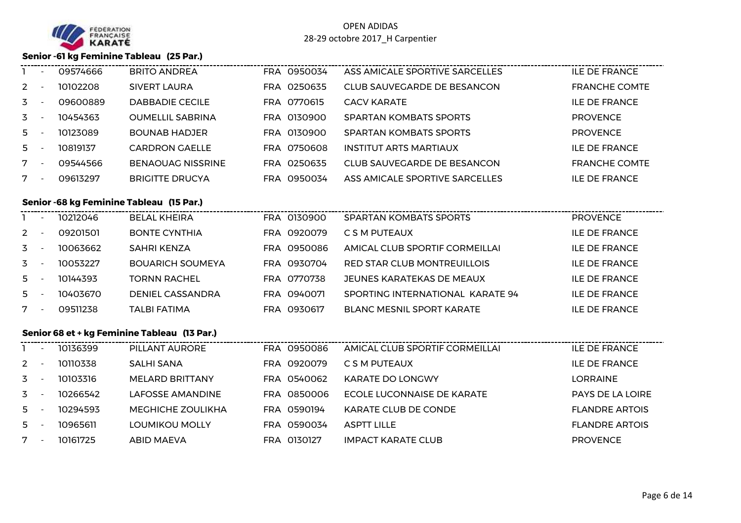Senior -61 kg Feminine Tableau (25 Par.)

| | | | | | | |
|---|---|---|---|---|---|---|
| 1 | - | 09574666 | BRITO ANDREA | FRA 0950034 | ASS AMICALE SPORTIVE SARCELLES | ILE DE FRANCE |
| 2 | - | 10102208 | SIVERT LAURA | FRA 0250635 | CLUB SAUVEGARDE DE BESANCON | FRANCHE COMTE |
| 3 | - | 09600889 | DABBADIE CECILE | FRA 0770615 | CACV KARATE | ILE DE FRANCE |
| 3 | - | 10454363 | OUMELLIL SABRINA | FRA 0130900 | SPARTAN KOMBATS SPORTS | PROVENCE |
| 5 | - | 10123089 | BOUNAB HADJER | FRA 0130900 | SPARTAN KOMBATS SPORTS | PROVENCE |
| 5 | - | 10819137 | CARDRON GAELLE | FRA 0750608 | INSTITUT ARTS MARTIAUX | ILE DE FRANCE |
| 7 | - | 09544566 | BENAOUAG NISSRINE | FRA 0250635 | CLUB SAUVEGARDE DE BESANCON | FRANCHE COMTE |
| 7 | - | 09613297 | BRIGITTE DRUCYA | FRA 0950034 | ASS AMICALE SPORTIVE SARCELLES | ILE DE FRANCE |

Senior -68 kg Feminine Tableau (15 Par.)

| | | | | | | |
|---|---|---|---|---|---|---|
| 1 | - | 10212046 | BELAL KHEIRA | FRA 0130900 | SPARTAN KOMBATS SPORTS | PROVENCE |
| 2 | - | 09201501 | BONTE CYNTHIA | FRA 0920079 | C S M PUTEAUX | ILE DE FRANCE |
| 3 | - | 10063662 | SAHRI KENZA | FRA 0950086 | AMICAL CLUB SPORTIF CORMEILLAI | ILE DE FRANCE |
| 3 | - | 10053227 | BOUARICH SOUMEYA | FRA 0930704 | RED STAR CLUB MONTREUILLOIS | ILE DE FRANCE |
| 5 | - | 10144393 | TORNN RACHEL | FRA 0770738 | JEUNES KARATEKAS DE MEAUX | ILE DE FRANCE |
| 5 | - | 10403670 | DENIEL CASSANDRA | FRA 0940071 | SPORTING INTERNATIONAL KARATE 94 | ILE DE FRANCE |
| 7 | - | 09511238 | TALBI FATIMA | FRA 0930617 | BLANC MESNIL SPORT KARATE | ILE DE FRANCE |

Senior 68 et + kg Feminine Tableau (13 Par.)

| | | | | | | |
|---|---|---|---|---|---|---|
| 1 | - | 10136399 | PILLANT AURORE | FRA 0950086 | AMICAL CLUB SPORTIF CORMEILLAI | ILE DE FRANCE |
| 2 | - | 10110338 | SALHI SANA | FRA 0920079 | C S M PUTEAUX | ILE DE FRANCE |
| 3 | - | 10103316 | MELARD BRITTANY | FRA 0540062 | KARATE DO LONGWY | LORRAINE |
| 3 | - | 10266542 | LAFOSSE AMANDINE | FRA 0850006 | ECOLE LUCONNAISE DE KARATE | PAYS DE LA LOIRE |
| 5 | - | 10294593 | MEGHICHE ZOULIKHA | FRA 0590194 | KARATE CLUB DE CONDE | FLANDRE ARTOIS |
| 5 | - | 10965611 | LOUMIKOU MOLLY | FRA 0590034 | ASPTT LILLE | FLANDRE ARTOIS |
| 7 | - | 10161725 | ABID MAEVA | FRA 0130127 | IMPACT KARATE CLUB | PROVENCE |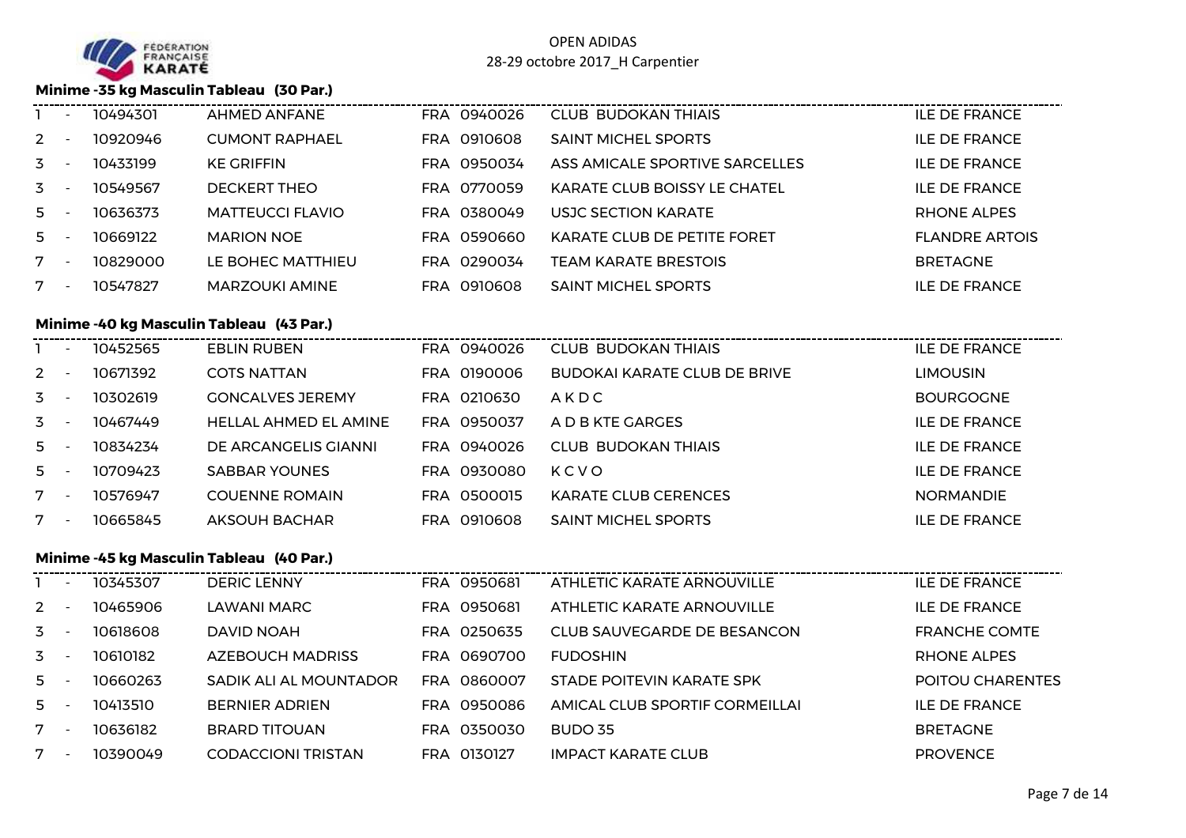OPEN ADIDAS
28-29 octobre 2017_H Carpentier

### Minime -35 kg Masculin Tableau (30 Par.)

| Rang | Licence | Nom | Pays | Club n° | Club | Ligue |
|---|---|---|---|---|---|---|
| 1 - | 10494301 | AHMED ANFANE | FRA | 0940026 | CLUB BUDOKAN THIAIS | ILE DE FRANCE |
| 2 - | 10920946 | CUMONT RAPHAEL | FRA | 0910608 | SAINT MICHEL SPORTS | ILE DE FRANCE |
| 3 - | 10433199 | KE GRIFFIN | FRA | 0950034 | ASS AMICALE SPORTIVE SARCELLES | ILE DE FRANCE |
| 3 - | 10549567 | DECKERT THEO | FRA | 0770059 | KARATE CLUB BOISSY LE CHATEL | ILE DE FRANCE |
| 5 - | 10636373 | MATTEUCCI FLAVIO | FRA | 0380049 | USJC SECTION KARATE | RHONE ALPES |
| 5 - | 10669122 | MARION NOE | FRA | 0590660 | KARATE CLUB DE PETITE FORET | FLANDRE ARTOIS |
| 7 - | 10829000 | LE BOHEC MATTHIEU | FRA | 0290034 | TEAM KARATE BRESTOIS | BRETAGNE |
| 7 - | 10547827 | MARZOUKI AMINE | FRA | 0910608 | SAINT MICHEL SPORTS | ILE DE FRANCE |

### Minime -40 kg Masculin Tableau (43 Par.)

| Rang | Licence | Nom | Pays | Club n° | Club | Ligue |
|---|---|---|---|---|---|---|
| 1 - | 10452565 | EBLIN RUBEN | FRA | 0940026 | CLUB BUDOKAN THIAIS | ILE DE FRANCE |
| 2 - | 10671392 | COTS NATTAN | FRA | 0190006 | BUDOKAI KARATE CLUB DE BRIVE | LIMOUSIN |
| 3 - | 10302619 | GONCALVES JEREMY | FRA | 0210630 | A K D C | BOURGOGNE |
| 3 - | 10467449 | HELLAL AHMED EL AMINE | FRA | 0950037 | A D B KTE GARGES | ILE DE FRANCE |
| 5 - | 10834234 | DE ARCANGELIS GIANNI | FRA | 0940026 | CLUB BUDOKAN THIAIS | ILE DE FRANCE |
| 5 - | 10709423 | SABBAR YOUNES | FRA | 0930080 | K C V O | ILE DE FRANCE |
| 7 - | 10576947 | COUENNE ROMAIN | FRA | 0500015 | KARATE CLUB CERENCES | NORMANDIE |
| 7 - | 10665845 | AKSOUH BACHAR | FRA | 0910608 | SAINT MICHEL SPORTS | ILE DE FRANCE |

### Minime -45 kg Masculin Tableau (40 Par.)

| Rang | Licence | Nom | Pays | Club n° | Club | Ligue |
|---|---|---|---|---|---|---|
| 1 - | 10345307 | DERIC LENNY | FRA | 0950681 | ATHLETIC KARATE ARNOUVILLE | ILE DE FRANCE |
| 2 - | 10465906 | LAWANI MARC | FRA | 0950681 | ATHLETIC KARATE ARNOUVILLE | ILE DE FRANCE |
| 3 - | 10618608 | DAVID NOAH | FRA | 0250635 | CLUB SAUVEGARDE DE BESANCON | FRANCHE COMTE |
| 3 - | 10610182 | AZEBOUCH MADRISS | FRA | 0690700 | FUDOSHIN | RHONE ALPES |
| 5 - | 10660263 | SADIK ALI AL MOUNTADOR | FRA | 0860007 | STADE POITEVIN KARATE SPK | POITOU CHARENTES |
| 5 - | 10413510 | BERNIER ADRIEN | FRA | 0950086 | AMICAL CLUB SPORTIF CORMEILLAI | ILE DE FRANCE |
| 7 - | 10636182 | BRARD TITOUAN | FRA | 0350030 | BUDO 35 | BRETAGNE |
| 7 - | 10390049 | CODACCIONI TRISTAN | FRA | 0130127 | IMPACT KARATE CLUB | PROVENCE |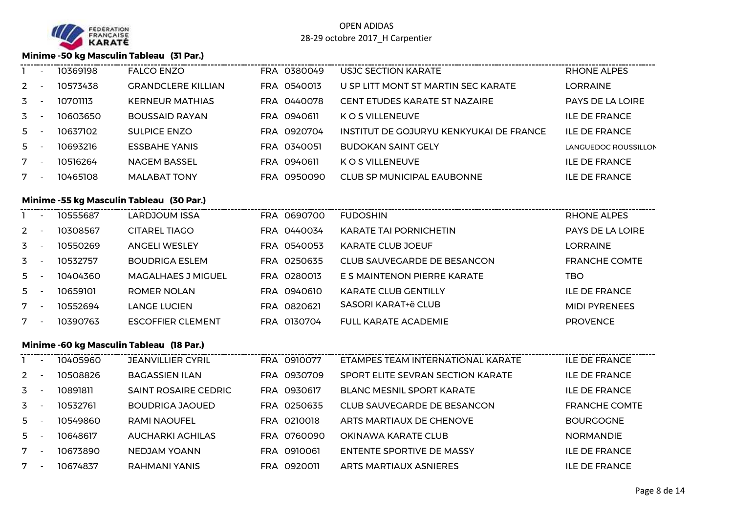FÉDÉRATION FRANÇAISE KARATÉ

OPEN ADIDAS
28-29 octobre 2017_H Carpentier

### Minime -50 kg Masculin Tableau (31 Par.)

| | | | | | | |
|---|---|---|---|---|---|---|
| 1 - | 10369198 | FALCO ENZO | FRA 0380049 | USJC SECTION KARATE | RHONE ALPES |
| 2 - | 10573438 | GRANDCLERE KILLIAN | FRA 0540013 | U SP LITT MONT ST MARTIN SEC KARATE | LORRAINE |
| 3 - | 10701113 | KERNEUR MATHIAS | FRA 0440078 | CENT ETUDES KARATE ST NAZAIRE | PAYS DE LA LOIRE |
| 3 - | 10603650 | BOUSSAID RAYAN | FRA 0940611 | K O S VILLENEUVE | ILE DE FRANCE |
| 5 - | 10637102 | SULPICE ENZO | FRA 0920704 | INSTITUT DE GOJURYU KENKYUKAI DE FRANCE | ILE DE FRANCE |
| 5 - | 10693216 | ESSBAHE YANIS | FRA 0340051 | BUDOKAN SAINT GELY | LANGUEDOC ROUSSILLON |
| 7 - | 10516264 | NAGEM BASSEL | FRA 0940611 | K O S VILLENEUVE | ILE DE FRANCE |
| 7 - | 10465108 | MALABAT TONY | FRA 0950090 | CLUB SP MUNICIPAL EAUBONNE | ILE DE FRANCE |

### Minime -55 kg Masculin Tableau (30 Par.)

| | | | | | |
|---|---|---|---|---|---|
| 1 - | 10555687 | LARDJOUM ISSA | FRA 0690700 | FUDOSHIN | RHONE ALPES |
| 2 - | 10308567 | CITAREL TIAGO | FRA 0440034 | KARATE TAI PORNICHETIN | PAYS DE LA LOIRE |
| 3 - | 10550269 | ANGELI WESLEY | FRA 0540053 | KARATE CLUB JOEUF | LORRAINE |
| 3 - | 10532757 | BOUDRIGA ESLEM | FRA 0250635 | CLUB SAUVEGARDE DE BESANCON | FRANCHE COMTE |
| 5 - | 10404360 | MAGALHAES J MIGUEL | FRA 0280013 | E S MAINTENON PIERRE KARATE | TBO |
| 5 - | 10659101 | ROMER NOLAN | FRA 0940610 | KARATE CLUB GENTILLY | ILE DE FRANCE |
| 7 - | 10552694 | LANGE LUCIEN | FRA 0820621 | SASORI KARAT+ë CLUB | MIDI PYRENEES |
| 7 - | 10390763 | ESCOFFIER CLEMENT | FRA 0130704 | FULL KARATE ACADEMIE | PROVENCE |

### Minime -60 kg Masculin Tableau (18 Par.)

| | | | | | |
|---|---|---|---|---|---|
| 1 - | 10405960 | JEANVILLIER CYRIL | FRA 0910077 | ETAMPES TEAM INTERNATIONAL KARATE | ILE DE FRANCE |
| 2 - | 10508826 | BAGASSIEN ILAN | FRA 0930709 | SPORT ELITE SEVRAN SECTION KARATE | ILE DE FRANCE |
| 3 - | 10891811 | SAINT ROSAIRE CEDRIC | FRA 0930617 | BLANC MESNIL SPORT KARATE | ILE DE FRANCE |
| 3 - | 10532761 | BOUDRIGA JAOUED | FRA 0250635 | CLUB SAUVEGARDE DE BESANCON | FRANCHE COMTE |
| 5 - | 10549860 | RAMI NAOUFEL | FRA 0210018 | ARTS MARTIAUX DE CHENOVE | BOURGOGNE |
| 5 - | 10648617 | AUCHARKI AGHILAS | FRA 0760090 | OKINAWA KARATE CLUB | NORMANDIE |
| 7 - | 10673890 | NEDJAM YOANN | FRA 0910061 | ENTENTE SPORTIVE DE MASSY | ILE DE FRANCE |
| 7 - | 10674837 | RAHMANI YANIS | FRA 0920011 | ARTS MARTIAUX ASNIERES | ILE DE FRANCE |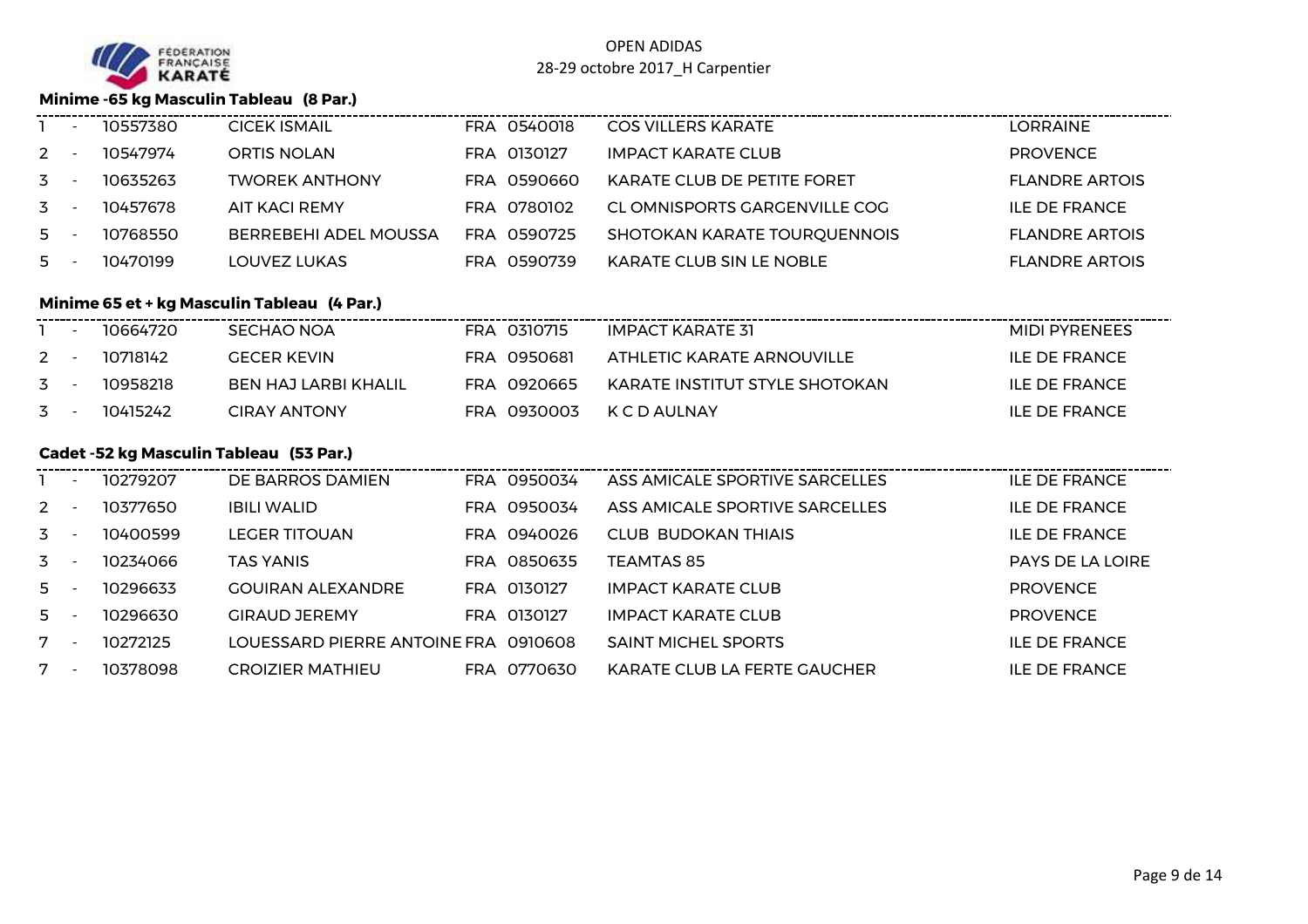OPEN ADIDAS
28-29 octobre 2017_H Carpentier

### Minime -65 kg Masculin Tableau (8 Par.)

| | | | | | | |
|---|---|---|---|---|---|---|
| 1 | - | 10557380 | CICEK ISMAIL | FRA 0540018 | COS VILLERS KARATE | LORRAINE |
| 2 | - | 10547974 | ORTIS NOLAN | FRA 0130127 | IMPACT KARATE CLUB | PROVENCE |
| 3 | - | 10635263 | TWOREK ANTHONY | FRA 0590660 | KARATE CLUB DE PETITE FORET | FLANDRE ARTOIS |
| 3 | - | 10457678 | AIT KACI REMY | FRA 0780102 | CL OMNISPORTS GARGENVILLE COG | ILE DE FRANCE |
| 5 | - | 10768550 | BERREBEHI ADEL MOUSSA | FRA 0590725 | SHOTOKAN KARATE TOURQUENNOIS | FLANDRE ARTOIS |
| 5 | - | 10470199 | LOUVEZ LUKAS | FRA 0590739 | KARATE CLUB SIN LE NOBLE | FLANDRE ARTOIS |

### Minime 65 et + kg Masculin Tableau (4 Par.)

| | | | | | | |
|---|---|---|---|---|---|---|
| 1 | - | 10664720 | SECHAO NOA | FRA 0310715 | IMPACT KARATE 31 | MIDI PYRENEES |
| 2 | - | 10718142 | GECER KEVIN | FRA 0950681 | ATHLETIC KARATE ARNOUVILLE | ILE DE FRANCE |
| 3 | - | 10958218 | BEN HAJ LARBI KHALIL | FRA 0920665 | KARATE INSTITUT STYLE SHOTOKAN | ILE DE FRANCE |
| 3 | - | 10415242 | CIRAY ANTONY | FRA 0930003 | K C D AULNAY | ILE DE FRANCE |

### Cadet -52 kg Masculin Tableau (53 Par.)

| | | | | | | |
|---|---|---|---|---|---|---|
| 1 | - | 10279207 | DE BARROS DAMIEN | FRA 0950034 | ASS AMICALE SPORTIVE SARCELLES | ILE DE FRANCE |
| 2 | - | 10377650 | IBILI WALID | FRA 0950034 | ASS AMICALE SPORTIVE SARCELLES | ILE DE FRANCE |
| 3 | - | 10400599 | LEGER TITOUAN | FRA 0940026 | CLUB BUDOKAN THIAIS | ILE DE FRANCE |
| 3 | - | 10234066 | TAS YANIS | FRA 0850635 | TEAMTAS 85 | PAYS DE LA LOIRE |
| 5 | - | 10296633 | GOUIRAN ALEXANDRE | FRA 0130127 | IMPACT KARATE CLUB | PROVENCE |
| 5 | - | 10296630 | GIRAUD JEREMY | FRA 0130127 | IMPACT KARATE CLUB | PROVENCE |
| 7 | - | 10272125 | LOUESSARD PIERRE ANTOINE | FRA 0910608 | SAINT MICHEL SPORTS | ILE DE FRANCE |
| 7 | - | 10378098 | CROIZIER MATHIEU | FRA 0770630 | KARATE CLUB LA FERTE GAUCHER | ILE DE FRANCE |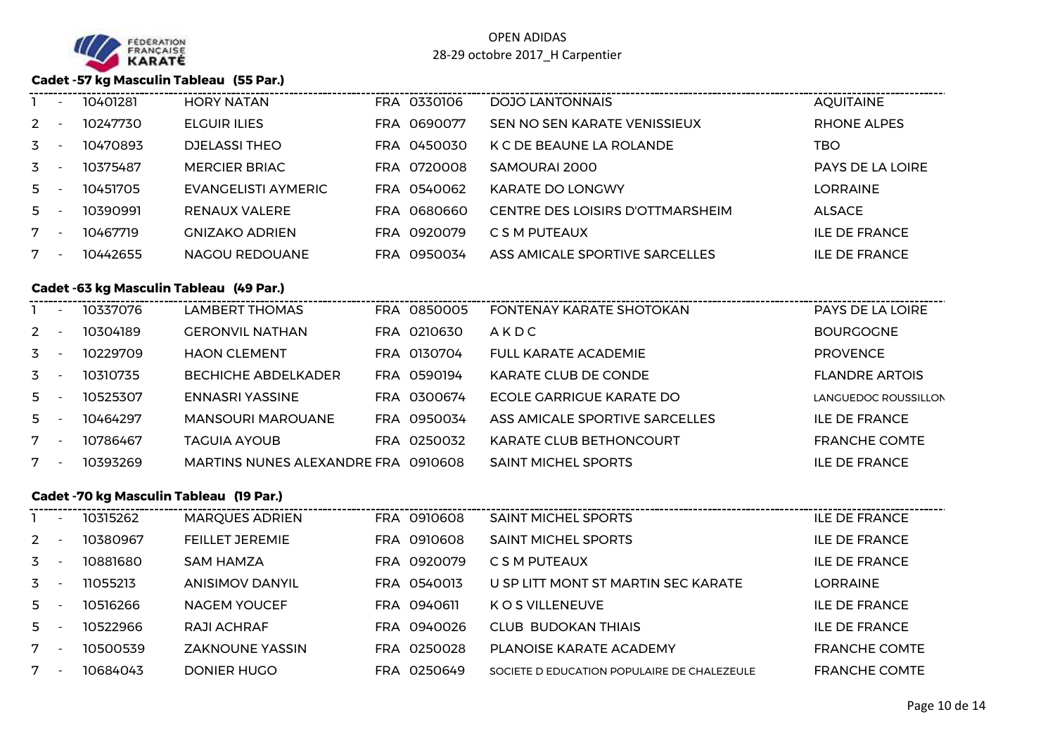OPEN ADIDAS
28-29 octobre 2017_H Carpentier

### Cadet -57 kg Masculin Tableau (55 Par.)

| | | | | | | |
|---|---|---|---|---|---|---|
| 1 | - | 10401281 | HORY NATAN | FRA 0330106 | DOJO LANTONNAIS | AQUITAINE |
| 2 | - | 10247730 | ELGUIR ILIES | FRA 0690077 | SEN NO SEN KARATE VENISSIEUX | RHONE ALPES |
| 3 | - | 10470893 | DJELASSI THEO | FRA 0450030 | K C DE BEAUNE LA ROLANDE | TBO |
| 3 | - | 10375487 | MERCIER BRIAC | FRA 0720008 | SAMOURAI 2000 | PAYS DE LA LOIRE |
| 5 | - | 10451705 | EVANGELISTI AYMERIC | FRA 0540062 | KARATE DO LONGWY | LORRAINE |
| 5 | - | 10390991 | RENAUX VALERE | FRA 0680660 | CENTRE DES LOISIRS D'OTTMARSHEIM | ALSACE |
| 7 | - | 10467719 | GNIZAKO ADRIEN | FRA 0920079 | C S M PUTEAUX | ILE DE FRANCE |
| 7 | - | 10442655 | NAGOU REDOUANE | FRA 0950034 | ASS AMICALE SPORTIVE SARCELLES | ILE DE FRANCE |

### Cadet -63 kg Masculin Tableau (49 Par.)

| | | | | | | |
|---|---|---|---|---|---|---|
| 1 | - | 10337076 | LAMBERT THOMAS | FRA 0850005 | FONTENAY KARATE SHOTOKAN | PAYS DE LA LOIRE |
| 2 | - | 10304189 | GERONVIL NATHAN | FRA 0210630 | A K D C | BOURGOGNE |
| 3 | - | 10229709 | HAON CLEMENT | FRA 0130704 | FULL KARATE ACADEMIE | PROVENCE |
| 3 | - | 10310735 | BECHICHE ABDELKADER | FRA 0590194 | KARATE CLUB DE CONDE | FLANDRE ARTOIS |
| 5 | - | 10525307 | ENNASRI YASSINE | FRA 0300674 | ECOLE GARRIGUE KARATE DO | LANGUEDOC ROUSSILLON |
| 5 | - | 10464297 | MANSOURI MAROUANE | FRA 0950034 | ASS AMICALE SPORTIVE SARCELLES | ILE DE FRANCE |
| 7 | - | 10786467 | TAGUIA AYOUB | FRA 0250032 | KARATE CLUB BETHONCOURT | FRANCHE COMTE |
| 7 | - | 10393269 | MARTINS NUNES ALEXANDRE | FRA 0910608 | SAINT MICHEL SPORTS | ILE DE FRANCE |

### Cadet -70 kg Masculin Tableau (19 Par.)

| | | | | | | |
|---|---|---|---|---|---|---|
| 1 | - | 10315262 | MARQUES ADRIEN | FRA 0910608 | SAINT MICHEL SPORTS | ILE DE FRANCE |
| 2 | - | 10380967 | FEILLET JEREMIE | FRA 0910608 | SAINT MICHEL SPORTS | ILE DE FRANCE |
| 3 | - | 10881680 | SAM HAMZA | FRA 0920079 | C S M PUTEAUX | ILE DE FRANCE |
| 3 | - | 11055213 | ANISIMOV DANYIL | FRA 0540013 | U SP LITT MONT ST MARTIN SEC KARATE | LORRAINE |
| 5 | - | 10516266 | NAGEM YOUCEF | FRA 0940611 | K O S VILLENEUVE | ILE DE FRANCE |
| 5 | - | 10522966 | RAJI ACHRAF | FRA 0940026 | CLUB BUDOKAN THIAIS | ILE DE FRANCE |
| 7 | - | 10500539 | ZAKNOUNE YASSIN | FRA 0250028 | PLANOISE KARATE ACADEMY | FRANCHE COMTE |
| 7 | - | 10684043 | DONIER HUGO | FRA 0250649 | SOCIETE D EDUCATION POPULAIRE DE CHALEZEULE | FRANCHE COMTE |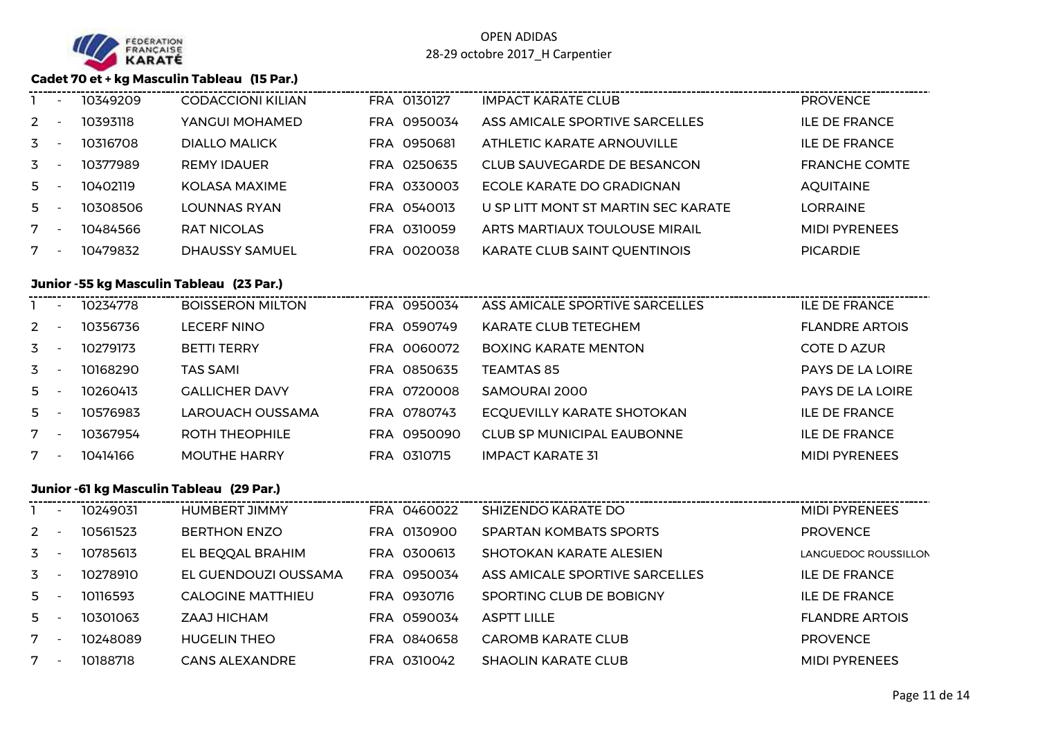FÉDÉRATION FRANÇAISE KARATÉ

OPEN ADIDAS
28-29 octobre 2017_H Carpentier

### Cadet 70 et + kg Masculin Tableau (15 Par.)

| Place | | Licence | Nom | Pays | Club N° | Club | Ligue |
|---|---|---|---|---|---|---|---|
| 1 | - | 10349209 | CODACCIONI KILIAN | FRA | 0130127 | IMPACT KARATE CLUB | PROVENCE |
| 2 | - | 10393118 | YANGUI MOHAMED | FRA | 0950034 | ASS AMICALE SPORTIVE SARCELLES | ILE DE FRANCE |
| 3 | - | 10316708 | DIALLO MALICK | FRA | 0950681 | ATHLETIC KARATE ARNOUVILLE | ILE DE FRANCE |
| 3 | - | 10377989 | REMY IDAUER | FRA | 0250635 | CLUB SAUVEGARDE DE BESANCON | FRANCHE COMTE |
| 5 | - | 10402119 | KOLASA MAXIME | FRA | 0330003 | ECOLE KARATE DO GRADIGNAN | AQUITAINE |
| 5 | - | 10308506 | LOUNNAS RYAN | FRA | 0540013 | U SP LITT MONT ST MARTIN SEC KARATE | LORRAINE |
| 7 | - | 10484566 | RAT NICOLAS | FRA | 0310059 | ARTS MARTIAUX TOULOUSE MIRAIL | MIDI PYRENEES |
| 7 | - | 10479832 | DHAUSSY SAMUEL | FRA | 0020038 | KARATE CLUB SAINT QUENTINOIS | PICARDIE |

### Junior -55 kg Masculin Tableau (23 Par.)

| Place | | Licence | Nom | Pays | Club N° | Club | Ligue |
|---|---|---|---|---|---|---|---|
| 1 | - | 10234778 | BOISSERON MILTON | FRA | 0950034 | ASS AMICALE SPORTIVE SARCELLES | ILE DE FRANCE |
| 2 | - | 10356736 | LECERF NINO | FRA | 0590749 | KARATE CLUB TETEGHEM | FLANDRE ARTOIS |
| 3 | - | 10279173 | BETTI TERRY | FRA | 0060072 | BOXING KARATE MENTON | COTE D AZUR |
| 3 | - | 10168290 | TAS SAMI | FRA | 0850635 | TEAMTAS 85 | PAYS DE LA LOIRE |
| 5 | - | 10260413 | GALLICHER DAVY | FRA | 0720008 | SAMOURAI 2000 | PAYS DE LA LOIRE |
| 5 | - | 10576983 | LAROUACH OUSSAMA | FRA | 0780743 | ECQUEVILLY KARATE SHOTOKAN | ILE DE FRANCE |
| 7 | - | 10367954 | ROTH THEOPHILE | FRA | 0950090 | CLUB SP MUNICIPAL EAUBONNE | ILE DE FRANCE |
| 7 | - | 10414166 | MOUTHE HARRY | FRA | 0310715 | IMPACT KARATE 31 | MIDI PYRENEES |

### Junior -61 kg Masculin Tableau (29 Par.)

| Place | | Licence | Nom | Pays | Club N° | Club | Ligue |
|---|---|---|---|---|---|---|---|
| 1 | - | 10249031 | HUMBERT JIMMY | FRA | 0460022 | SHIZENDO KARATE DO | MIDI PYRENEES |
| 2 | - | 10561523 | BERTHON ENZO | FRA | 0130900 | SPARTAN KOMBATS SPORTS | PROVENCE |
| 3 | - | 10785613 | EL BEQQAL BRAHIM | FRA | 0300613 | SHOTOKAN KARATE ALESIEN | LANGUEDOC ROUSSILLON |
| 3 | - | 10278910 | EL GUENDOUZI OUSSAMA | FRA | 0950034 | ASS AMICALE SPORTIVE SARCELLES | ILE DE FRANCE |
| 5 | - | 10116593 | CALOGINE MATTHIEU | FRA | 0930716 | SPORTING CLUB DE BOBIGNY | ILE DE FRANCE |
| 5 | - | 10301063 | ZAAJ HICHAM | FRA | 0590034 | ASPTT LILLE | FLANDRE ARTOIS |
| 7 | - | 10248089 | HUGELIN THEO | FRA | 0840658 | CAROMB KARATE CLUB | PROVENCE |
| 7 | - | 10188718 | CANS ALEXANDRE | FRA | 0310042 | SHAOLIN KARATE CLUB | MIDI PYRENEES |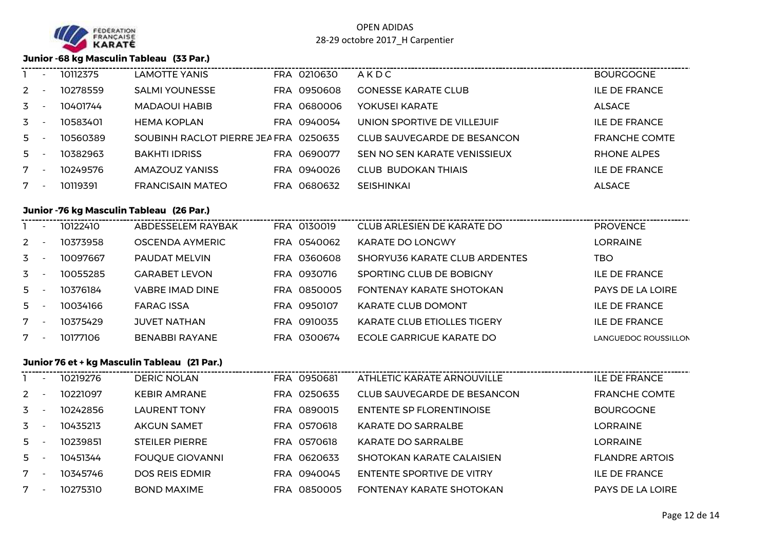FÉDÉRATION FRANÇAISE KARATÉ

OPEN ADIDAS
28-29 octobre 2017_H Carpentier

### Junior -68 kg Masculin Tableau (33 Par.)

| | | | | | | | |
|---|---|---|---|---|---|---|---|
| 1 | - | 10112375 | LAMOTTE YANIS | FRA | 0210630 | A K D C | BOURGOGNE |
| 2 | - | 10278559 | SALMI YOUNESSE | FRA | 0950608 | GONESSE KARATE CLUB | ILE DE FRANCE |
| 3 | - | 10401744 | MADAOUI HABIB | FRA | 0680006 | YOKUSEI KARATE | ALSACE |
| 3 | - | 10583401 | HEMA KOPLAN | FRA | 0940054 | UNION SPORTIVE DE VILLEJUIF | ILE DE FRANCE |
| 5 | - | 10560389 | SOUBINH RACLOT PIERRE JEA | FRA | 0250635 | CLUB SAUVEGARDE DE BESANCON | FRANCHE COMTE |
| 5 | - | 10382963 | BAKHTI IDRISS | FRA | 0690077 | SEN NO SEN KARATE VENISSIEUX | RHONE ALPES |
| 7 | - | 10249576 | AMAZOUZ YANISS | FRA | 0940026 | CLUB BUDOKAN THIAIS | ILE DE FRANCE |
| 7 | - | 10119391 | FRANCISAIN MATEO | FRA | 0680632 | SEISHINKAI | ALSACE |

### Junior -76 kg Masculin Tableau (26 Par.)

| | | | | | | | |
|---|---|---|---|---|---|---|---|
| 1 | - | 10122410 | ABDESSELEM RAYBAK | FRA | 0130019 | CLUB ARLESIEN DE KARATE DO | PROVENCE |
| 2 | - | 10373958 | OSCENDA AYMERIC | FRA | 0540062 | KARATE DO LONGWY | LORRAINE |
| 3 | - | 10097667 | PAUDAT MELVIN | FRA | 0360608 | SHORYU36 KARATE CLUB ARDENTES | TBO |
| 3 | - | 10055285 | GARABET LEVON | FRA | 0930716 | SPORTING CLUB DE BOBIGNY | ILE DE FRANCE |
| 5 | - | 10376184 | VABRE IMAD DINE | FRA | 0850005 | FONTENAY KARATE SHOTOKAN | PAYS DE LA LOIRE |
| 5 | - | 10034166 | FARAG ISSA | FRA | 0950107 | KARATE CLUB DOMONT | ILE DE FRANCE |
| 7 | - | 10375429 | JUVET NATHAN | FRA | 0910035 | KARATE CLUB ETIOLLES TIGERY | ILE DE FRANCE |
| 7 | - | 10177106 | BENABBI RAYANE | FRA | 0300674 | ECOLE GARRIGUE KARATE DO | LANGUEDOC ROUSSILLON |

### Junior 76 et + kg Masculin Tableau (21 Par.)

| | | | | | | | |
|---|---|---|---|---|---|---|---|
| 1 | - | 10219276 | DERIC NOLAN | FRA | 0950681 | ATHLETIC KARATE ARNOUVILLE | ILE DE FRANCE |
| 2 | - | 10221097 | KEBIR AMRANE | FRA | 0250635 | CLUB SAUVEGARDE DE BESANCON | FRANCHE COMTE |
| 3 | - | 10242856 | LAURENT TONY | FRA | 0890015 | ENTENTE SP FLORENTINOISE | BOURGOGNE |
| 3 | - | 10435213 | AKGUN SAMET | FRA | 0570618 | KARATE DO SARRALBE | LORRAINE |
| 5 | - | 10239851 | STEILER PIERRE | FRA | 0570618 | KARATE DO SARRALBE | LORRAINE |
| 5 | - | 10451344 | FOUQUE GIOVANNI | FRA | 0620633 | SHOTOKAN KARATE CALAISIEN | FLANDRE ARTOIS |
| 7 | - | 10345746 | DOS REIS EDMIR | FRA | 0940045 | ENTENTE SPORTIVE DE VITRY | ILE DE FRANCE |
| 7 | - | 10275310 | BOND MAXIME | FRA | 0850005 | FONTENAY KARATE SHOTOKAN | PAYS DE LA LOIRE |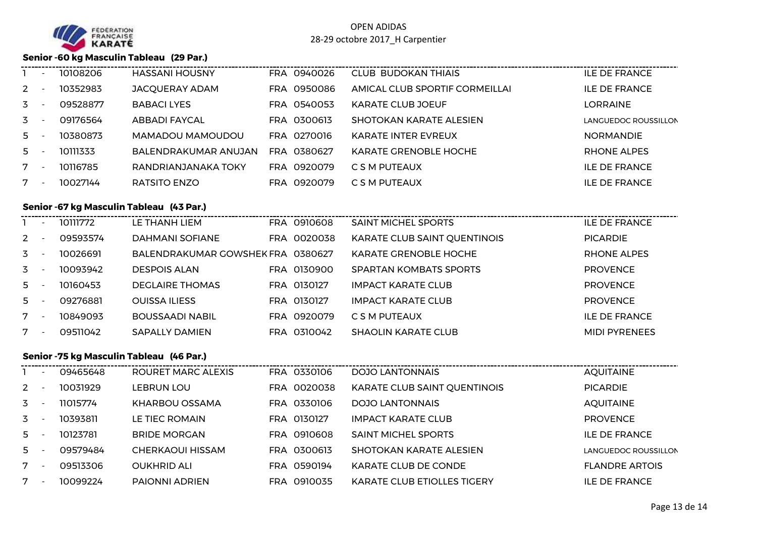OPEN ADIDAS
28-29 octobre 2017_H Carpentier

### Senior -60 kg Masculin Tableau (29 Par.)

| | | | | | | |
|---|---|---|---|---|---|---|
| 1 | - | 10108206 | HASSANI HOUSNY | FRA 0940026 | CLUB BUDOKAN THIAIS | ILE DE FRANCE |
| 2 | - | 10352983 | JACQUERAY ADAM | FRA 0950086 | AMICAL CLUB SPORTIF CORMEILLAI | ILE DE FRANCE |
| 3 | - | 09528877 | BABACI LYES | FRA 0540053 | KARATE CLUB JOEUF | LORRAINE |
| 3 | - | 09176564 | ABBADI FAYCAL | FRA 0300613 | SHOTOKAN KARATE ALESIEN | LANGUEDOC ROUSSILLON |
| 5 | - | 10380873 | MAMADOU MAMOUDOU | FRA 0270016 | KARATE INTER EVREUX | NORMANDIE |
| 5 | - | 10111333 | BALENDRAKUMAR ANUJAN | FRA 0380627 | KARATE GRENOBLE HOCHE | RHONE ALPES |
| 7 | - | 10116785 | RANDRIANJANAKA TOKY | FRA 0920079 | C S M PUTEAUX | ILE DE FRANCE |
| 7 | - | 10027144 | RATSITO ENZO | FRA 0920079 | C S M PUTEAUX | ILE DE FRANCE |

### Senior -67 kg Masculin Tableau (43 Par.)

| | | | | | | |
|---|---|---|---|---|---|---|
| 1 | - | 10111772 | LE THANH LIEM | FRA 0910608 | SAINT MICHEL SPORTS | ILE DE FRANCE |
| 2 | - | 09593574 | DAHMANI SOFIANE | FRA 0020038 | KARATE CLUB SAINT QUENTINOIS | PICARDIE |
| 3 | - | 10026691 | BALENDRAKUMAR GOWSHEK | FRA 0380627 | KARATE GRENOBLE HOCHE | RHONE ALPES |
| 3 | - | 10093942 | DESPOIS ALAN | FRA 0130900 | SPARTAN KOMBATS SPORTS | PROVENCE |
| 5 | - | 10160453 | DEGLAIRE THOMAS | FRA 0130127 | IMPACT KARATE CLUB | PROVENCE |
| 5 | - | 09276881 | OUISSA ILIESS | FRA 0130127 | IMPACT KARATE CLUB | PROVENCE |
| 7 | - | 10849093 | BOUSSAADI NABIL | FRA 0920079 | C S M PUTEAUX | ILE DE FRANCE |
| 7 | - | 09511042 | SAPALLY DAMIEN | FRA 0310042 | SHAOLIN KARATE CLUB | MIDI PYRENEES |

### Senior -75 kg Masculin Tableau (46 Par.)

| | | | | | | |
|---|---|---|---|---|---|---|
| 1 | - | 09465648 | ROURET MARC ALEXIS | FRA 0330106 | DOJO LANTONNAIS | AQUITAINE |
| 2 | - | 10031929 | LEBRUN LOU | FRA 0020038 | KARATE CLUB SAINT QUENTINOIS | PICARDIE |
| 3 | - | 11015774 | KHARBOU OSSAMA | FRA 0330106 | DOJO LANTONNAIS | AQUITAINE |
| 3 | - | 10393811 | LE TIEC ROMAIN | FRA 0130127 | IMPACT KARATE CLUB | PROVENCE |
| 5 | - | 10123781 | BRIDE MORGAN | FRA 0910608 | SAINT MICHEL SPORTS | ILE DE FRANCE |
| 5 | - | 09579484 | CHERKAOUI HISSAM | FRA 0300613 | SHOTOKAN KARATE ALESIEN | LANGUEDOC ROUSSILLON |
| 7 | - | 09513306 | OUKHRID ALI | FRA 0590194 | KARATE CLUB DE CONDE | FLANDRE ARTOIS |
| 7 | - | 10099224 | PAIONNI ADRIEN | FRA 0910035 | KARATE CLUB ETIOLLES TIGERY | ILE DE FRANCE |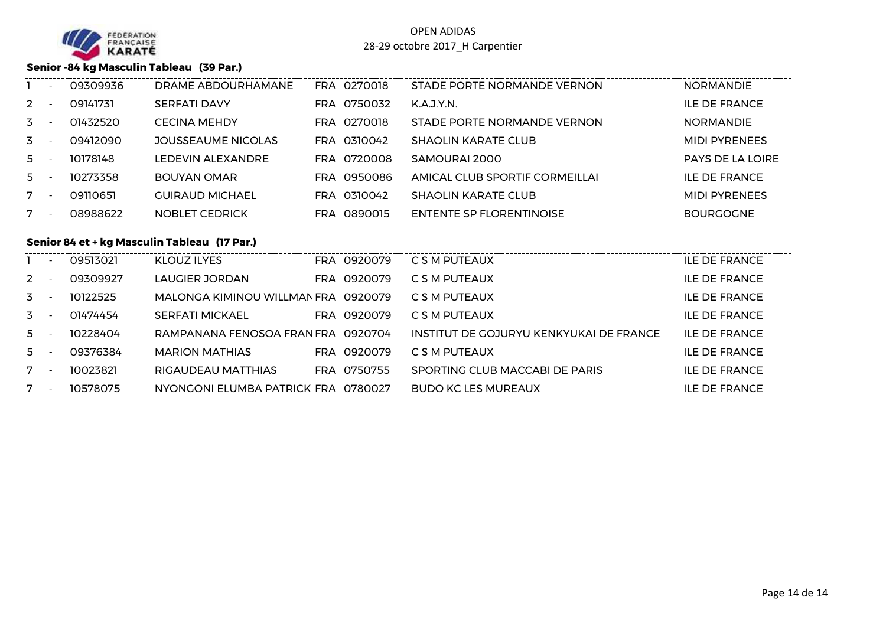OPEN ADIDAS
28-29 octobre 2017_H Carpentier

### Senior -84 kg Masculin Tableau (39 Par.)

| | | | | | | | |
|---|---|---|---|---|---|---|---|
| 1 | - | 09309936 | DRAME ABDOURHAMANE | FRA | 0270018 | STADE PORTE NORMANDE VERNON | NORMANDIE |
| 2 | - | 09141731 | SERFATI DAVY | FRA | 0750032 | K.A.J.Y.N. | ILE DE FRANCE |
| 3 | - | 01432520 | CECINA MEHDY | FRA | 0270018 | STADE PORTE NORMANDE VERNON | NORMANDIE |
| 3 | - | 09412090 | JOUSSEAUME NICOLAS | FRA | 0310042 | SHAOLIN KARATE CLUB | MIDI PYRENEES |
| 5 | - | 10178148 | LEDEVIN ALEXANDRE | FRA | 0720008 | SAMOURAI 2000 | PAYS DE LA LOIRE |
| 5 | - | 10273358 | BOUYAN OMAR | FRA | 0950086 | AMICAL CLUB SPORTIF CORMEILLAI | ILE DE FRANCE |
| 7 | - | 09110651 | GUIRAUD MICHAEL | FRA | 0310042 | SHAOLIN KARATE CLUB | MIDI PYRENEES |
| 7 | - | 08988622 | NOBLET CEDRICK | FRA | 0890015 | ENTENTE SP FLORENTINOISE | BOURGOGNE |

### Senior 84 et + kg Masculin Tableau (17 Par.)

| | | | | | | | |
|---|---|---|---|---|---|---|---|
| 1 | - | 09513021 | KLOUZ ILYES | FRA | 0920079 | C S M PUTEAUX | ILE DE FRANCE |
| 2 | - | 09309927 | LAUGIER JORDAN | FRA | 0920079 | C S M PUTEAUX | ILE DE FRANCE |
| 3 | - | 10122525 | MALONGA KIMINOU WILLMAN | FRA | 0920079 | C S M PUTEAUX | ILE DE FRANCE |
| 3 | - | 01474454 | SERFATI MICKAEL | FRA | 0920079 | C S M PUTEAUX | ILE DE FRANCE |
| 5 | - | 10228404 | RAMPANANA FENOSOA FRAN | FRA | 0920704 | INSTITUT DE GOJURYU KENKYUKAI DE FRANCE | ILE DE FRANCE |
| 5 | - | 09376384 | MARION MATHIAS | FRA | 0920079 | C S M PUTEAUX | ILE DE FRANCE |
| 7 | - | 10023821 | RIGAUDEAU MATTHIAS | FRA | 0750755 | SPORTING CLUB MACCABI DE PARIS | ILE DE FRANCE |
| 7 | - | 10578075 | NYONGONI ELUMBA PATRICK | FRA | 0780027 | BUDO KC LES MUREAUX | ILE DE FRANCE |